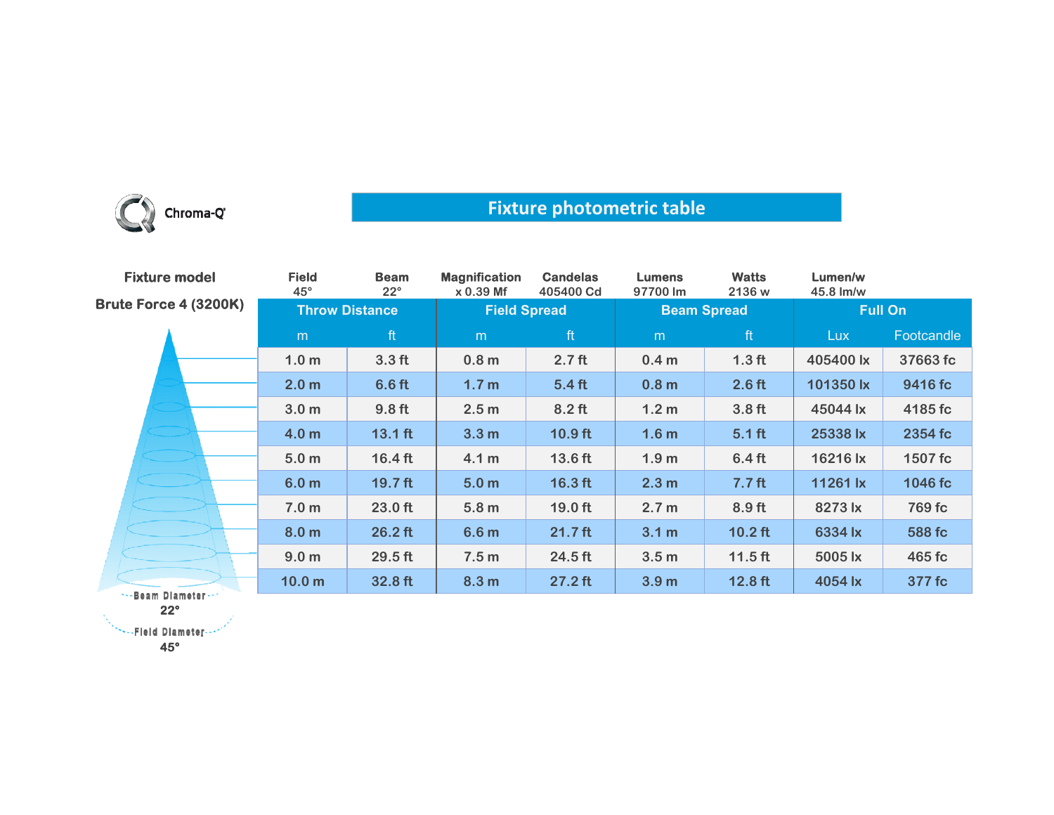Chroma-Q

# Fixture photometric table

| Fixture model | Field | Beam | Magnification | Candelas | Lumens | Watts | Lumen/w |
|---|---|---|---|---|---|---|---|
| Brute Force 4 (3200K) | 45° | 22° | x 0.39 Mf | 405400 Cd | 97700 lm | 2136 w | 45.8 lm/w |

| Throw Distance | | Field Spread | | Beam Spread | | Full On | |
|---|---|---|---|---|---|---|---|
| m | ft | m | ft | m | ft | Lux | Footcandle |
| 1.0 m | 3.3 ft | 0.8 m | 2.7 ft | 0.4 m | 1.3 ft | 405400 lx | 37663 fc |
| 2.0 m | 6.6 ft | 1.7 m | 5.4 ft | 0.8 m | 2.6 ft | 101350 lx | 9416 fc |
| 3.0 m | 9.8 ft | 2.5 m | 8.2 ft | 1.2 m | 3.8 ft | 45044 lx | 4185 fc |
| 4.0 m | 13.1 ft | 3.3 m | 10.9 ft | 1.6 m | 5.1 ft | 25338 lx | 2354 fc |
| 5.0 m | 16.4 ft | 4.1 m | 13.6 ft | 1.9 m | 6.4 ft | 16216 lx | 1507 fc |
| 6.0 m | 19.7 ft | 5.0 m | 16.3 ft | 2.3 m | 7.7 ft | 11261 lx | 1046 fc |
| 7.0 m | 23.0 ft | 5.8 m | 19.0 ft | 2.7 m | 8.9 ft | 8273 lx | 769 fc |
| 8.0 m | 26.2 ft | 6.6 m | 21.7 ft | 3.1 m | 10.2 ft | 6334 lx | 588 fc |
| 9.0 m | 29.5 ft | 7.5 m | 24.5 ft | 3.5 m | 11.5 ft | 5005 lx | 465 fc |
| 10.0 m | 32.8 ft | 8.3 m | 27.2 ft | 3.9 m | 12.8 ft | 4054 lx | 377 fc |

Beam Diameter 22°

Field Diameter 45°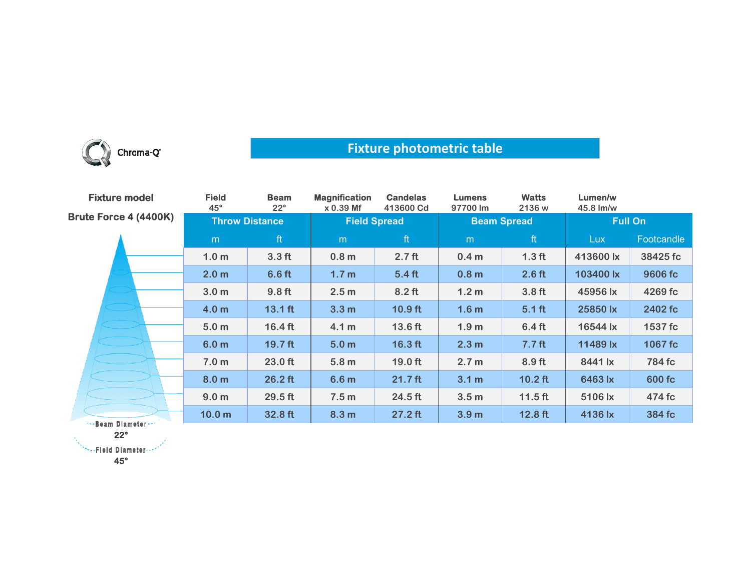Chroma-Q

# Fixture photometric table

| Fixture model | Field | Beam | Magnification | Candelas | Lumens | Watts | Lumen/w |
|---|---|---|---|---|---|---|---|
| Brute Force 4 (4400K) | 45° | 22° | x 0.39 Mf | 413600 Cd | 97700 lm | 2136 w | 45.8 lm/w |

| Throw Distance | | Field Spread | | Beam Spread | | Full On | |
|---|---|---|---|---|---|---|---|
| m | ft | m | ft | m | ft | Lux | Footcandle |
| 1.0 m | 3.3 ft | 0.8 m | 2.7 ft | 0.4 m | 1.3 ft | 413600 lx | 38425 fc |
| 2.0 m | 6.6 ft | 1.7 m | 5.4 ft | 0.8 m | 2.6 ft | 103400 lx | 9606 fc |
| 3.0 m | 9.8 ft | 2.5 m | 8.2 ft | 1.2 m | 3.8 ft | 45956 lx | 4269 fc |
| 4.0 m | 13.1 ft | 3.3 m | 10.9 ft | 1.6 m | 5.1 ft | 25850 lx | 2402 fc |
| 5.0 m | 16.4 ft | 4.1 m | 13.6 ft | 1.9 m | 6.4 ft | 16544 lx | 1537 fc |
| 6.0 m | 19.7 ft | 5.0 m | 16.3 ft | 2.3 m | 7.7 ft | 11489 lx | 1067 fc |
| 7.0 m | 23.0 ft | 5.8 m | 19.0 ft | 2.7 m | 8.9 ft | 8441 lx | 784 fc |
| 8.0 m | 26.2 ft | 6.6 m | 21.7 ft | 3.1 m | 10.2 ft | 6463 lx | 600 fc |
| 9.0 m | 29.5 ft | 7.5 m | 24.5 ft | 3.5 m | 11.5 ft | 5106 lx | 474 fc |
| 10.0 m | 32.8 ft | 8.3 m | 27.2 ft | 3.9 m | 12.8 ft | 4136 lx | 384 fc |

Beam Diameter 22°

Field Diameter 45°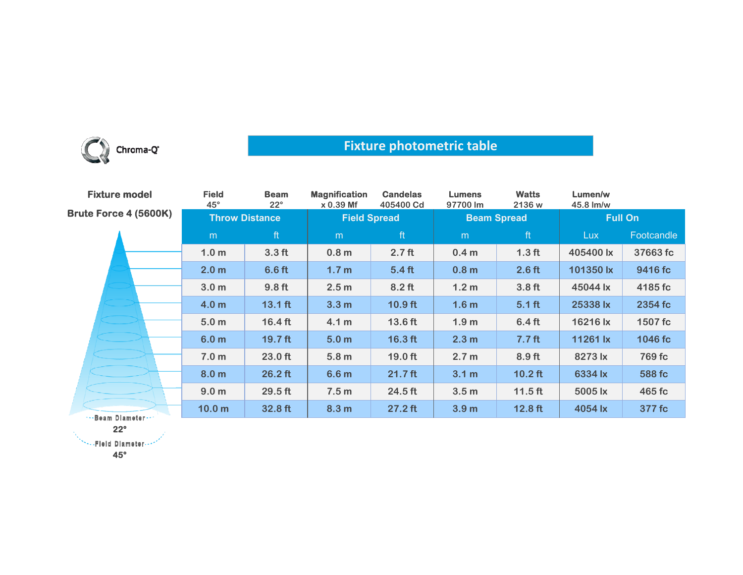Chroma-Q®

# Fixture photometric table

**Fixture model**

**Brute Force 4 (5600K)**

| Field | Beam | Magnification | Candelas | Lumens | Watts | Lumen/w |
|---|---|---|---|---|---|---|
| 45° | 22° | x 0.39 Mf | 405400 Cd | 97700 lm | 2136 w | 45.8 lm/w |

| Throw Distance | | Field Spread | | Beam Spread | | Full On | |
|---|---|---|---|---|---|---|---|
| m | ft | m | ft | m | ft | Lux | Footcandle |
| 1.0 m | 3.3 ft | 0.8 m | 2.7 ft | 0.4 m | 1.3 ft | 405400 lx | 37663 fc |
| 2.0 m | 6.6 ft | 1.7 m | 5.4 ft | 0.8 m | 2.6 ft | 101350 lx | 9416 fc |
| 3.0 m | 9.8 ft | 2.5 m | 8.2 ft | 1.2 m | 3.8 ft | 45044 lx | 4185 fc |
| 4.0 m | 13.1 ft | 3.3 m | 10.9 ft | 1.6 m | 5.1 ft | 25338 lx | 2354 fc |
| 5.0 m | 16.4 ft | 4.1 m | 13.6 ft | 1.9 m | 6.4 ft | 16216 lx | 1507 fc |
| 6.0 m | 19.7 ft | 5.0 m | 16.3 ft | 2.3 m | 7.7 ft | 11261 lx | 1046 fc |
| 7.0 m | 23.0 ft | 5.8 m | 19.0 ft | 2.7 m | 8.9 ft | 8273 lx | 769 fc |
| 8.0 m | 26.2 ft | 6.6 m | 21.7 ft | 3.1 m | 10.2 ft | 6334 lx | 588 fc |
| 9.0 m | 29.5 ft | 7.5 m | 24.5 ft | 3.5 m | 11.5 ft | 5005 lx | 465 fc |
| 10.0 m | 32.8 ft | 8.3 m | 27.2 ft | 3.9 m | 12.8 ft | 4054 lx | 377 fc |

Beam Diameter
22°

Field Diameter
45°